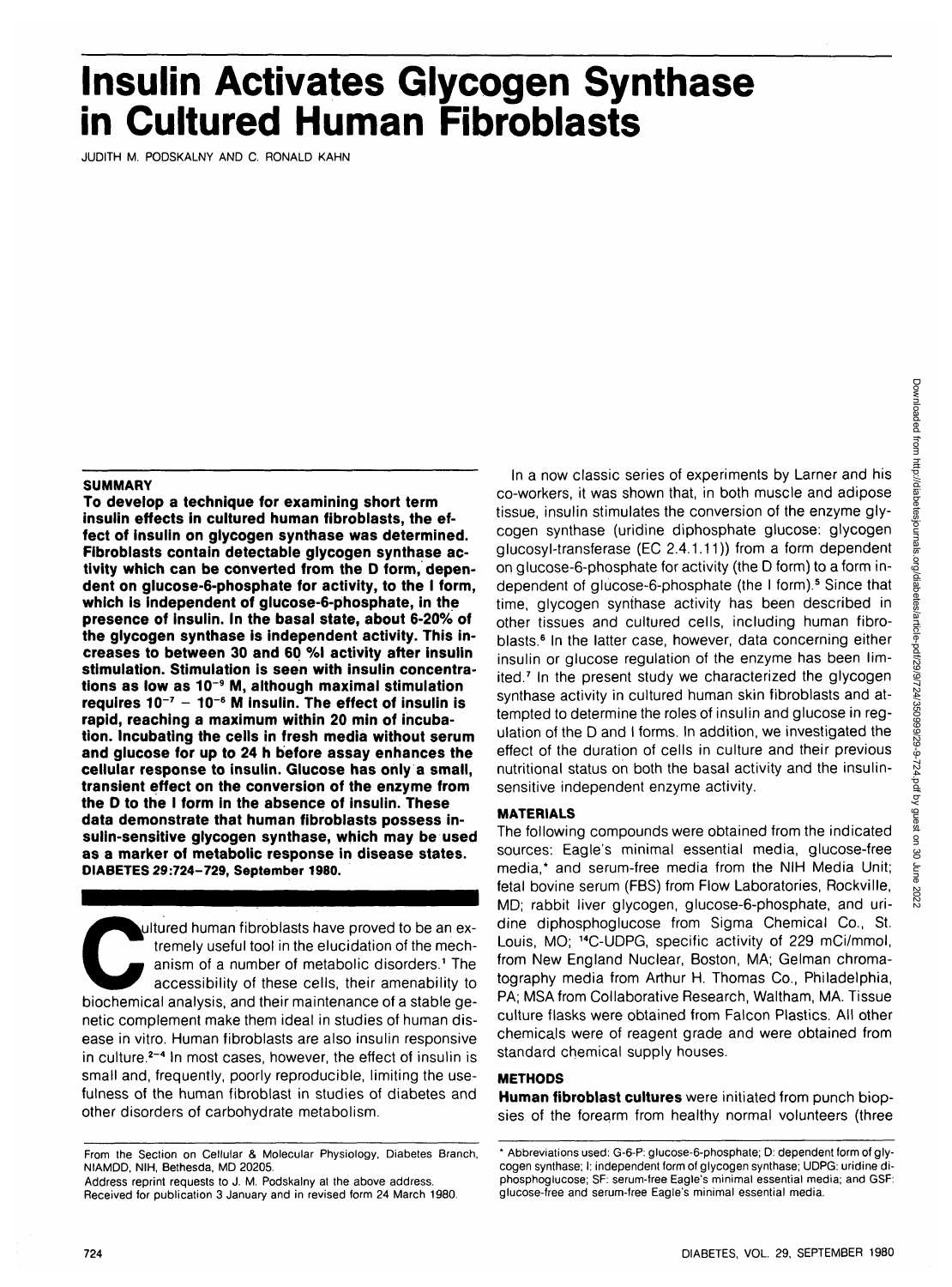# Insulin Activates Glycogen Synthase in Cultured Human Fibroblasts

JUDITH M. PODSKALNY AND C. RONALD KAHN

## SUMMARY

**To develop a technique for examining short term insulin effects in cultured human fibroblasts, the effect of insulin on glycogen synthase was determined. Fibroblasts contain detectable glycogen synthase activity which can be converted from the D form, dependent on glucose-6-phosphate for activity, to the I form, which is independent of glucose-6-phosphate, in the presence of insulin. In the basal state, about 6-20% of the glycogen synthase is independent activity. This increases to between 30 and 60 %I activity after insulin stimulation. Stimulation is seen with insulin concentrations as low as $10^{-9}$ M, although maximal stimulation requires $10^{-7}$ – $10^{-6}$ M insulin. The effect of insulin is rapid, reaching a maximum within 20 min of incubation. Incubating the cells in fresh media without serum and glucose for up to 24 h before assay enhances the cellular response to insulin. Glucose has only a small, transient effect on the conversion of the enzyme from the D to the I form in the absence of insulin. These data demonstrate that human fibroblasts possess insulin-sensitive glycogen synthase, which may be used as a marker of metabolic response in disease states. DIABETES 29:724–729, September 1980.**

Cultured human fibroblasts have proved to be an extremely useful tool in the elucidation of the mechanism of a number of metabolic disorders.[1] The accessibility of these cells, their amenability to biochemical analysis, and their maintenance of a stable genetic complement make them ideal in studies of human disease in vitro. Human fibroblasts are also insulin responsive in culture.[2–4] In most cases, however, the effect of insulin is small and, frequently, poorly reproducible, limiting the usefulness of the human fibroblast in studies of diabetes and other disorders of carbohydrate metabolism.

In a now classic series of experiments by Larner and his co-workers, it was shown that, in both muscle and adipose tissue, insulin stimulates the conversion of the enzyme glycogen synthase (uridine diphosphate glucose: glycogen glucosyl-transferase (EC 2.4.1.11)) from a form dependent on glucose-6-phosphate for activity (the D form) to a form independent of glucose-6-phosphate (the I form).[5] Since that time, glycogen synthase activity has been described in other tissues and cultured cells, including human fibroblasts.[6] In the latter case, however, data concerning either insulin or glucose regulation of the enzyme has been limited.[7] In the present study we characterized the glycogen synthase activity in cultured human skin fibroblasts and attempted to determine the roles of insulin and glucose in regulation of the D and I forms. In addition, we investigated the effect of the duration of cells in culture and their previous nutritional status on both the basal activity and the insulin-sensitive independent enzyme activity.

## MATERIALS

The following compounds were obtained from the indicated sources: Eagle's minimal essential media, glucose-free media,* and serum-free media from the NIH Media Unit; fetal bovine serum (FBS) from Flow Laboratories, Rockville, MD; rabbit liver glycogen, glucose-6-phosphate, and uridine diphosphoglucose from Sigma Chemical Co., St. Louis, MO; $^{14}$C-UDPG, specific activity of 229 mCi/mmol, from New England Nuclear, Boston, MA; Gelman chromatography media from Arthur H. Thomas Co., Philadelphia, PA; MSA from Collaborative Research, Waltham, MA. Tissue culture flasks were obtained from Falcon Plastics. All other chemicals were of reagent grade and were obtained from standard chemical supply houses.

## METHODS

**Human fibroblast cultures** were initiated from punch biopsies of the forearm from healthy normal volunteers (three

From the Section on Cellular & Molecular Physiology, Diabetes Branch, NIAMDD, NIH, Bethesda, MD 20205.
Address reprint requests to J. M. Podskalny at the above address.
Received for publication 3 January and in revised form 24 March 1980.

\* Abbreviations used: G-6-P: glucose-6-phosphate; D: dependent form of glycogen synthase; I: independent form of glycogen synthase; UDPG: uridine diphosphoglucose; SF: serum-free Eagle's minimal essential media; and GSF: glucose-free and serum-free Eagle's minimal essential media.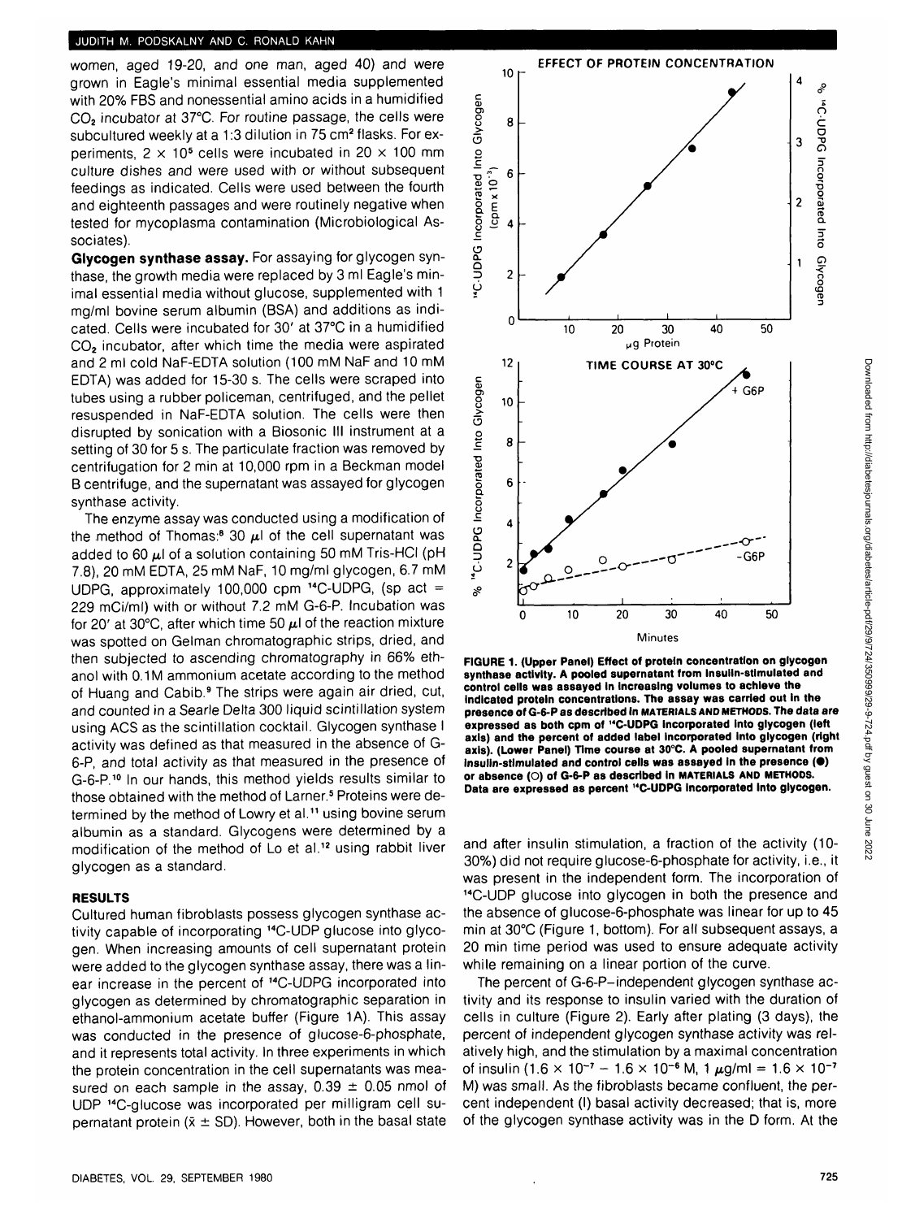women, aged 19-20, and one man, aged 40) and were grown in Eagle's minimal essential media supplemented with 20% FBS and nonessential amino acids in a humidified $CO_2$ incubator at 37°C. For routine passage, the cells were subcultured weekly at a 1:3 dilution in 75 cm² flasks. For experiments, $2 \times 10^5$ cells were incubated in 20 × 100 mm culture dishes and were used with or without subsequent feedings as indicated. Cells were used between the fourth and eighteenth passages and were routinely negative when tested for mycoplasma contamination (Microbiological Associates).

**Glycogen synthase assay.** For assaying for glycogen synthase, the growth media were replaced by 3 ml Eagle's minimal essential media without glucose, supplemented with 1 mg/ml bovine serum albumin (BSA) and additions as indicated. Cells were incubated for 30' at 37°C in a humidified $CO_2$ incubator, after which time the media were aspirated and 2 ml cold NaF-EDTA solution (100 mM NaF and 10 mM EDTA) was added for 15-30 s. The cells were scraped into tubes using a rubber policeman, centrifuged, and the pellet resuspended in NaF-EDTA solution. The cells were then disrupted by sonication with a Biosonic III instrument at a setting of 30 for 5 s. The particulate fraction was removed by centrifugation for 2 min at 10,000 rpm in a Beckman model B centrifuge, and the supernatant was assayed for glycogen synthase activity.

The enzyme assay was conducted using a modification of the method of Thomas:[8] 30 μl of the cell supernatant was added to 60 μl of a solution containing 50 mM Tris-HCl (pH 7.8), 20 mM EDTA, 25 mM NaF, 10 mg/ml glycogen, 6.7 mM UDPG, approximately 100,000 cpm $^{14}$C-UDPG, (sp act = 229 mCi/ml) with or without 7.2 mM G-6-P. Incubation was for 20' at 30°C, after which time 50 μl of the reaction mixture was spotted on Gelman chromatographic strips, dried, and then subjected to ascending chromatography in 66% ethanol with 0.1M ammonium acetate according to the method of Huang and Cabib.[9] The strips were again air dried, cut, and counted in a Searle Delta 300 liquid scintillation system using ACS as the scintillation cocktail. Glycogen synthase I activity was defined as that measured in the absence of G-6-P, and total activity as that measured in the presence of G-6-P.[10] In our hands, this method yields results similar to those obtained with the method of Larner.[5] Proteins were determined by the method of Lowry et al.[11] using bovine serum albumin as a standard. Glycogens were determined by a modification of the method of Lo et al.[12] using rabbit liver glycogen as a standard.

## RESULTS

Cultured human fibroblasts possess glycogen synthase activity capable of incorporating $^{14}$C-UDP glucose into glycogen. When increasing amounts of cell supernatant protein were added to the glycogen synthase assay, there was a linear increase in the percent of $^{14}$C-UDPG incorporated into glycogen as determined by chromatographic separation in ethanol-ammonium acetate buffer (Figure 1A). This assay was conducted in the presence of glucose-6-phosphate, and it represents total activity. In three experiments in which the protein concentration in the cell supernatants was measured on each sample in the assay, 0.39 ± 0.05 nmol of UDP $^{14}$C-glucose was incorporated per milligram cell supernatant protein ($\bar{x}$ ± SD). However, both in the basal state and after insulin stimulation, a fraction of the activity (10-30%) did not require glucose-6-phosphate for activity, i.e., it was present in the independent form. The incorporation of $^{14}$C-UDP glucose into glycogen in both the presence and the absence of glucose-6-phosphate was linear for up to 45 min at 30°C (Figure 1, bottom). For all subsequent assays, a 20 min time period was used to ensure adequate activity while remaining on a linear portion of the curve.

**FIGURE 1. (Upper Panel) Effect of protein concentration on glycogen synthase activity. A pooled supernatant from insulin-stimulated and control cells was assayed in increasing volumes to achieve the indicated protein concentrations. The assay was carried out in the presence of G-6-P as described in MATERIALS AND METHODS. The data are expressed as both cpm of $^{14}$C-UDPG incorporated into glycogen (left axis) and the percent of added label incorporated into glycogen (right axis). (Lower Panel) Time course at 30°C. A pooled supernatant from insulin-stimulated and control cells was assayed in the presence (●) or absence (○) of G-6-P as described in MATERIALS AND METHODS. Data are expressed as percent $^{14}$C-UDPG incorporated into glycogen.**

The percent of G-6-P–independent glycogen synthase activity and its response to insulin varied with the duration of cells in culture (Figure 2). Early after plating (3 days), the percent of independent glycogen synthase activity was relatively high, and the stimulation by a maximal concentration of insulin ($1.6 \times 10^{-7} - 1.6 \times 10^{-6}$ M, 1 μg/ml = $1.6 \times 10^{-7}$ M) was small. As the fibroblasts became confluent, the percent independent (I) basal activity decreased; that is, more of the glycogen synthase activity was in the D form. At the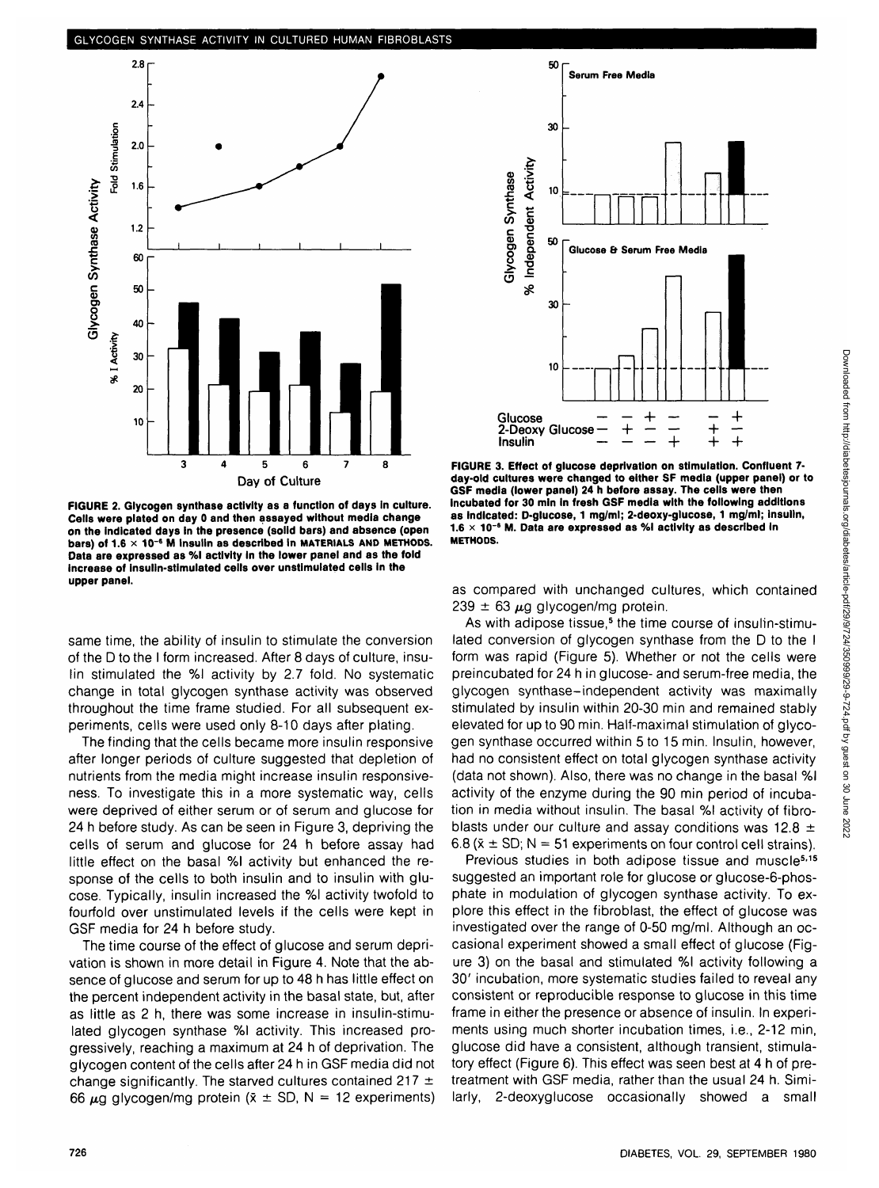FIGURE 2. Glycogen synthase activity as a function of days in culture. Cells were plated on day 0 and then assayed without media change on the indicated days in the presence (solid bars) and absence (open bars) of $1.6 \times 10^{-6}$ M insulin as described in MATERIALS AND METHODS. Data are expressed as %I activity in the lower panel and as the fold increase of insulin-stimulated cells over unstimulated cells in the upper panel.

FIGURE 3. Effect of glucose deprivation on stimulation. Confluent 7-day-old cultures were changed to either SF media (upper panel) or to GSF media (lower panel) 24 h before assay. The cells were then incubated for 30 min in fresh GSF media with the following additions as indicated: D-glucose, 1 mg/ml; 2-deoxy-glucose, 1 mg/ml; insulin, $1.6 \times 10^{-6}$ M. Data are expressed as %I activity as described in METHODS.

same time, the ability of insulin to stimulate the conversion of the D to the I form increased. After 8 days of culture, insulin stimulated the %I activity by 2.7 fold. No systematic change in total glycogen synthase activity was observed throughout the time frame studied. For all subsequent experiments, cells were used only 8-10 days after plating.

The finding that the cells became more insulin responsive after longer periods of culture suggested that depletion of nutrients from the media might increase insulin responsiveness. To investigate this in a more systematic way, cells were deprived of either serum or of serum and glucose for 24 h before study. As can be seen in Figure 3, depriving the cells of serum and glucose for 24 h before assay had little effect on the basal %I activity but enhanced the response of the cells to both insulin and to insulin with glucose. Typically, insulin increased the %I activity twofold to fourfold over unstimulated levels if the cells were kept in GSF media for 24 h before study.

The time course of the effect of glucose and serum deprivation is shown in more detail in Figure 4. Note that the absence of glucose and serum for up to 48 h has little effect on the percent independent activity in the basal state, but, after as little as 2 h, there was some increase in insulin-stimulated glycogen synthase %I activity. This increased progressively, reaching a maximum at 24 h of deprivation. The glycogen content of the cells after 24 h in GSF media did not change significantly. The starved cultures contained 217 ± 66 μg glycogen/mg protein ($\bar{x}$ ± SD, N = 12 experiments) as compared with unchanged cultures, which contained 239 ± 63 μg glycogen/mg protein.

As with adipose tissue,[5] the time course of insulin-stimulated conversion of glycogen synthase from the D to the I form was rapid (Figure 5). Whether or not the cells were preincubated for 24 h in glucose- and serum-free media, the glycogen synthase–independent activity was maximally stimulated by insulin within 20-30 min and remained stably elevated for up to 90 min. Half-maximal stimulation of glycogen synthase occurred within 5 to 15 min. Insulin, however, had no consistent effect on total glycogen synthase activity (data not shown). Also, there was no change in the basal %I activity of the enzyme during the 90 min period of incubation in media without insulin. The basal %I activity of fibroblasts under our culture and assay conditions was 12.8 ± 6.8 ($\bar{x}$ ± SD; N = 51 experiments on four control cell strains).

Previous studies in both adipose tissue and muscle[5,15] suggested an important role for glucose or glucose-6-phosphate in modulation of glycogen synthase activity. To explore this effect in the fibroblast, the effect of glucose was investigated over the range of 0-50 mg/ml. Although an occasional experiment showed a small effect of glucose (Figure 3) on the basal and stimulated %I activity following a 30′ incubation, more systematic studies failed to reveal any consistent or reproducible response to glucose in this time frame in either the presence or absence of insulin. In experiments using much shorter incubation times, i.e., 2-12 min, glucose did have a consistent, although transient, stimulatory effect (Figure 6). This effect was seen best at 4 h of pretreatment with GSF media, rather than the usual 24 h. Similarly, 2-deoxyglucose occasionally showed a small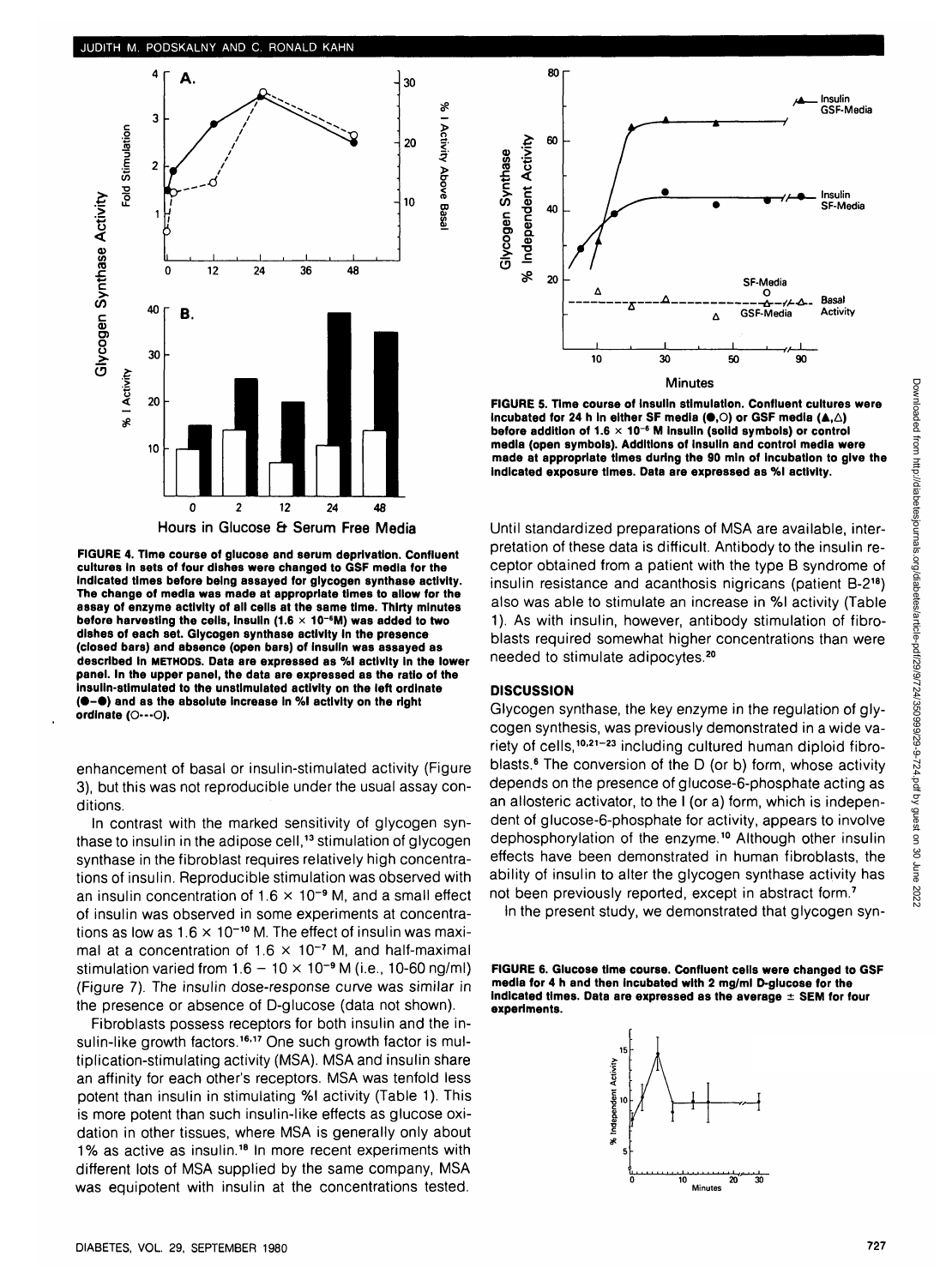FIGURE 4. Time course of glucose and serum deprivation. Confluent cultures in sets of four dishes were changed to GSF media for the indicated times before being assayed for glycogen synthase activity. The change of media was made at appropriate times to allow for the assay of enzyme activity of all cells at the same time. Thirty minutes before harvesting the cells, insulin ($1.6 \times 10^{-6}$M) was added to two dishes of each set. Glycogen synthase activity in the presence (closed bars) and absence (open bars) of insulin was assayed as described in METHODS. Data are expressed as %I activity in the lower panel. In the upper panel, the data are expressed as the ratio of the insulin-stimulated to the unstimulated activity on the left ordinate (●–●) and as the absolute increase in %I activity on the right ordinate (○---○).

enhancement of basal or insulin-stimulated activity (Figure 3), but this was not reproducible under the usual assay conditions.

In contrast with the marked sensitivity of glycogen synthase to insulin in the adipose cell,[13] stimulation of glycogen synthase in the fibroblast requires relatively high concentrations of insulin. Reproducible stimulation was observed with an insulin concentration of $1.6 \times 10^{-9}$ M, and a small effect of insulin was observed in some experiments at concentrations as low as $1.6 \times 10^{-10}$ M. The effect of insulin was maximal at a concentration of $1.6 \times 10^{-7}$ M, and half-maximal stimulation varied from $1.6 - 10 \times 10^{-9}$ M (i.e., 10-60 ng/ml) (Figure 7). The insulin dose-response curve was similar in the presence or absence of D-glucose (data not shown).

Fibroblasts possess receptors for both insulin and the insulin-like growth factors.[16,17] One such growth factor is multiplication-stimulating activity (MSA). MSA and insulin share an affinity for each other's receptors. MSA was tenfold less potent than insulin in stimulating %I activity (Table 1). This is more potent than such insulin-like effects as glucose oxidation in other tissues, where MSA is generally only about 1% as active as insulin.[18] In more recent experiments with different lots of MSA supplied by the same company, MSA was equipotent with insulin at the concentrations tested.

FIGURE 5. Time course of insulin stimulation. Confluent cultures were incubated for 24 h in either SF media (●,○) or GSF media (▲,△) before addition of $1.6 \times 10^{-6}$ M insulin (solid symbols) or control media (open symbols). Additions of insulin and control media were made at appropriate times during the 90 min of incubation to give the indicated exposure times. Data are expressed as %I activity.

Until standardized preparations of MSA are available, interpretation of these data is difficult. Antibody to the insulin receptor obtained from a patient with the type B syndrome of insulin resistance and acanthosis nigricans (patient B-2[18]) also was able to stimulate an increase in %I activity (Table 1). As with insulin, however, antibody stimulation of fibroblasts required somewhat higher concentrations than were needed to stimulate adipocytes.[20]

## DISCUSSION

Glycogen synthase, the key enzyme in the regulation of glycogen synthesis, was previously demonstrated in a wide variety of cells,[10,21-23] including cultured human diploid fibroblasts.[6] The conversion of the D (or b) form, whose activity depends on the presence of glucose-6-phosphate acting as an allosteric activator, to the I (or a) form, which is independent of glucose-6-phosphate for activity, appears to involve dephosphorylation of the enzyme.[10] Although other insulin effects have been demonstrated in human fibroblasts, the ability of insulin to alter the glycogen synthase activity has not been previously reported, except in abstract form.[7]

In the present study, we demonstrated that glycogen syn-

FIGURE 6. Glucose time course. Confluent cells were changed to GSF media for 4 h and then incubated with 2 mg/ml D-glucose for the indicated times. Data are expressed as the average ± SEM for four experiments.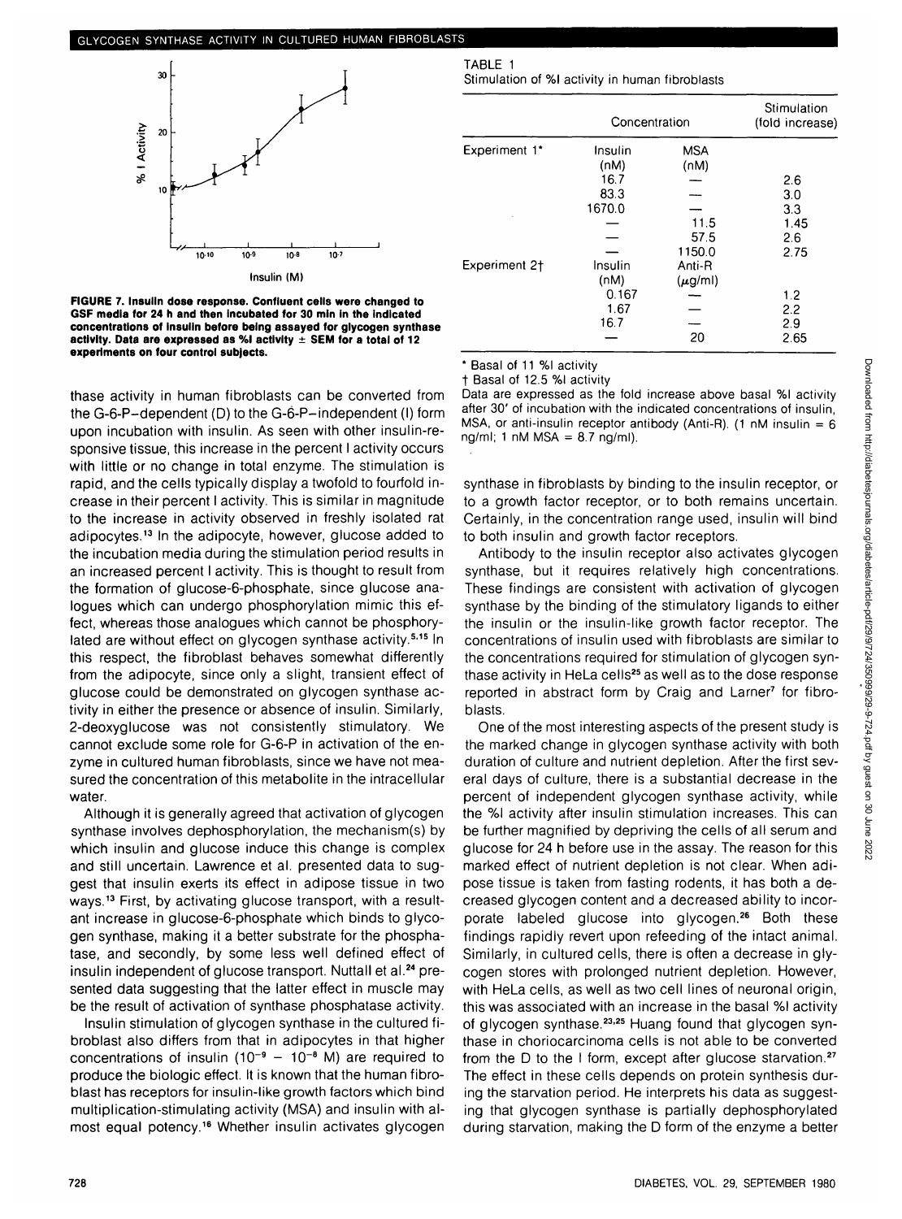FIGURE 7. Insulin dose response. Confluent cells were changed to GSF media for 24 h and then incubated for 30 min in the indicated concentrations of insulin before being assayed for glycogen synthase activity. Data are expressed as %I activity ± SEM for a total of 12 experiments on four control subjects.

thase activity in human fibroblasts can be converted from the G-6-P–dependent (D) to the G-6-P–independent (I) form upon incubation with insulin. As seen with other insulin-responsive tissue, this increase in the percent I activity occurs with little or no change in total enzyme. The stimulation is rapid, and the cells typically display a twofold to fourfold increase in their percent I activity. This is similar in magnitude to the increase in activity observed in freshly isolated rat adipocytes.[13] In the adipocyte, however, glucose added to the incubation media during the stimulation period results in an increased percent I activity. This is thought to result from the formation of glucose-6-phosphate, since glucose analogues which can undergo phosphorylation mimic this effect, whereas those analogues which cannot be phosphorylated are without effect on glycogen synthase activity.[5,15] In this respect, the fibroblast behaves somewhat differently from the adipocyte, since only a slight, transient effect of glucose could be demonstrated on glycogen synthase activity in either the presence or absence of insulin. Similarly, 2-deoxyglucose was not consistently stimulatory. We cannot exclude some role for G-6-P in activation of the enzyme in cultured human fibroblasts, since we have not measured the concentration of this metabolite in the intracellular water.

Although it is generally agreed that activation of glycogen synthase involves dephosphorylation, the mechanism(s) by which insulin and glucose induce this change is complex and still uncertain. Lawrence et al. presented data to suggest that insulin exerts its effect in adipose tissue in two ways.[13] First, by activating glucose transport, with a resultant increase in glucose-6-phosphate which binds to glycogen synthase, making it a better substrate for the phosphatase, and secondly, by some less well defined effect of insulin independent of glucose transport. Nuttall et al.[24] presented data suggesting that the latter effect in muscle may be the result of activation of synthase phosphatase activity.

Insulin stimulation of glycogen synthase in the cultured fibroblast also differs from that in adipocytes in that higher concentrations of insulin ($10^{-9}$ – $10^{-8}$ M) are required to produce the biologic effect. It is known that the human fibroblast has receptors for insulin-like growth factors which bind multiplication-stimulating activity (MSA) and insulin with almost equal potency.[16] Whether insulin activates glycogen

TABLE 1
Stimulation of %I activity in human fibroblasts

| | Concentration | | Stimulation (fold increase) |
|---|---|---|---|
| Experiment 1* | Insulin (nM) | MSA (nM) | |
| | 16.7 | — | 2.6 |
| | 83.3 | — | 3.0 |
| | 1670.0 | — | 3.3 |
| | — | 11.5 | 1.45 |
| | — | 57.5 | 2.6 |
| | — | 1150.0 | 2.75 |
| Experiment 2† | Insulin (nM) | Anti-R (μg/ml) | |
| | 0.167 | — | 1.2 |
| | 1.67 | — | 2.2 |
| | 16.7 | — | 2.9 |
| | — | 20 | 2.65 |

\* Basal of 11 %I activity
† Basal of 12.5 %I activity
Data are expressed as the fold increase above basal %I activity after 30' of incubation with the indicated concentrations of insulin, MSA, or anti-insulin receptor antibody (Anti-R). (1 nM insulin = 6 ng/ml; 1 nM MSA = 8.7 ng/ml).

synthase in fibroblasts by binding to the insulin receptor, or to a growth factor receptor, or to both remains uncertain. Certainly, in the concentration range used, insulin will bind to both insulin and growth factor receptors.

Antibody to the insulin receptor also activates glycogen synthase, but it requires relatively high concentrations. These findings are consistent with activation of glycogen synthase by the binding of the stimulatory ligands to either the insulin or the insulin-like growth factor receptor. The concentrations of insulin used with fibroblasts are similar to the concentrations required for stimulation of glycogen synthase activity in HeLa cells[25] as well as to the dose response reported in abstract form by Craig and Larner[7] for fibroblasts.

One of the most interesting aspects of the present study is the marked change in glycogen synthase activity with both duration of culture and nutrient depletion. After the first several days of culture, there is a substantial decrease in the percent of independent glycogen synthase activity, while the %I activity after insulin stimulation increases. This can be further magnified by depriving the cells of all serum and glucose for 24 h before use in the assay. The reason for this marked effect of nutrient depletion is not clear. When adipose tissue is taken from fasting rodents, it has both a decreased glycogen content and a decreased ability to incorporate labeled glucose into glycogen.[26] Both these findings rapidly revert upon refeeding of the intact animal. Similarly, in cultured cells, there is often a decrease in glycogen stores with prolonged nutrient depletion. However, with HeLa cells, as well as two cell lines of neuronal origin, this was associated with an increase in the basal %I activity of glycogen synthase.[23,25] Huang found that glycogen synthase in choriocarcinoma cells is not able to be converted from the D to the I form, except after glucose starvation.[27] The effect in these cells depends on protein synthesis during the starvation period. He interprets his data as suggesting that glycogen synthase is partially dephosphorylated during starvation, making the D form of the enzyme a better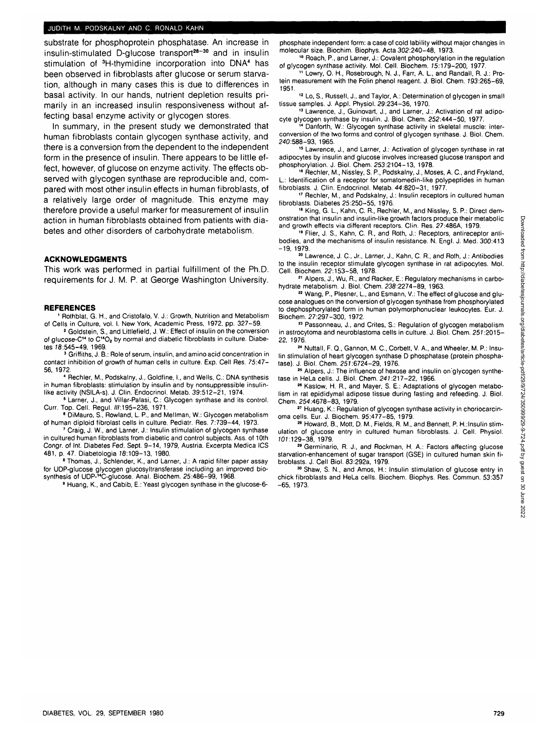substrate for phosphoprotein phosphatase. An increase in insulin-stimulated D-glucose transport[28-30] and in insulin stimulation of $^3$H-thymidine incorporation into DNA[4] has been observed in fibroblasts after glucose or serum starvation, although in many cases this is due to differences in basal activity. In our hands, nutrient depletion results primarily in an increased insulin responsiveness without affecting basal enzyme activity or glycogen stores.

In summary, in the present study we demonstrated that human fibroblasts contain glycogen synthase activity, and there is a conversion from the dependent to the independent form in the presence of insulin. There appears to be little effect, however, of glucose on enzyme activity. The effects observed with glycogen synthase are reproducible and, compared with most other insulin effects in human fibroblasts, of a relatively large order of magnitude. This enzyme may therefore provide a useful marker for measurement of insulin action in human fibroblasts obtained from patients with diabetes and other disorders of carbohydrate metabolism.

## ACKNOWLEDGMENTS

This work was performed in partial fulfillment of the Ph.D. requirements for J. M. P. at George Washington University.

## REFERENCES

[1] Rothblat, G. H., and Cristofalo, V. J.: Growth, Nutrition and Metabolism of Cells in Culture, vol. I. New York, Academic Press, 1972, pp. 327–59.

[2] Goldstein, S., and Littlefield, J. W.: Effect of insulin on the conversion of glucose-$C^{14}$ to $C^{14}O_2$ by normal and diabetic fibroblasts in culture. Diabetes 18:545–49, 1969.

[3] Griffiths, J. B.: Role of serum, insulin, and amino acid concentration in contact inhibition of growth of human cells in culture. Exp. Cell Res. 75:47–56, 1972.

[4] Rechler, M., Podskalny, J., Goldfine, I., and Wells, C.: DNA synthesis in human fibroblasts: stimulation by insulin and by nonsuppressible insulin-like activity (NSILA-s). J. Clin. Endocrinol. Metab. 39:512–21, 1974.

[5] Larner, J., and Villar-Palasi, C.: Glycogen synthase and its control. Curr. Top. Cell. Regul. III:195–236, 1971.

[6] DiMauro, S., Rowland, L. P., and Mellman, W.: Glycogen metabolism of human diploid fibroblast cells in culture. Pediatr. Res. 7:739–44, 1973.

[7] Craig, J. W., and Larner, J.: Insulin stimulation of glycogen synthase in cultured human fibroblasts from diabetic and control subjects. Ass. of 10th Congr. of Int. Diabetes Fed. Sept. 9–14, 1979, Austria. Excerpta Medica ICS 481, p. 47. Diabetologia 18:109–13, 1980.

[8] Thomas, J., Schlender, K., and Larner, J.: A rapid filter paper assay for UDP-glucose glycogen glucosyltransferase including an improved biosynthesis of UDP-$^{14}$C-glucose. Anal. Biochem. 25:486–99, 1968.

[9] Huang, K., and Cabib, E.: Yeast glycogen synthase in the glucose-6-phosphate independent form: a case of cold lability without major changes in molecular size. Biochim. Biophys. Acta 302:240–48, 1973.

[10] Roach, P., and Larner, J.: Covalent phosphorylation in the regulation of glycogen synthase activity. Mol. Cell. Biochem. 15:179–200, 1977.

[11] Lowry, O. H., Rosebrough, N. J., Farr, A. L., and Randall, R. J.: Protein measurement with the Folin phenol reagent. J. Biol. Chem. 193:265–69, 1951.

[12] Lo, S., Russell, J., and Taylor, A.: Determination of glycogen in small tissue samples. J. Appl. Physiol. 29:234–36, 1970.

[13] Lawrence, J., Guinovart, J., and Larner, J.: Activation of rat adipocyte glycogen synthase by insulin. J. Biol. Chem. 252:444–50, 1977.

[14] Danforth, W.: Glycogen synthase activity in skeletal muscle: interconversion of the two forms and control of glycogen synthase. J. Biol. Chem. 240:588–93, 1965.

[15] Lawrence, J., and Larner, J.: Activation of glycogen synthase in rat adipocytes by insulin and glucose involves increased glucose transport and phosphorylation. J. Biol. Chem. 253:2104–13, 1978.

[16] Rechler, M., Nissley, S. P., Podskalny, J., Moses, A. C., and Frykland, L.: Identification of a receptor for somatomedin-like polypeptides in human fibroblasts. J. Clin. Endocrinol. Metab. 44:820–31, 1977.

[17] Rechler, M., and Podskalny, J.: Insulin receptors in cultured human fibroblasts. Diabetes 25:250–55, 1976.

[18] King, G. L., Kahn, C. R., Rechler, M., and Nissley, S. P.: Direct demonstration that insulin and insulin-like growth factors produce their metabolic and growth effects via different receptors. Clin. Res. 27:486A, 1979.

[19] Flier, J. S., Kahn, C. R., and Roth, J.: Receptors, antireceptor antibodies, and the mechanisms of insulin resistance. N. Engl. J. Med. 300:413–19, 1979.

[20] Lawrence, J. C., Jr., Larner, J., Kahn, C. R., and Roth, J.: Antibodies to the insulin receptor stimulate glycogen synthase in rat adipocytes. Mol. Cell. Biochem. 22:153–58, 1978.

[21] Alpers, J., Wu, R., and Racker, E.: Regulatory mechanisms in carbohydrate metabolism. J. Biol. Chem. 238:2274–89, 1963.

[22] Wang, P., Plesner, L., and Esmann, V.: The effect of glucose and glucose analogues on the conversion of glycogen synthase from phosphorylated to dephosphorylated form in human polymorphonuclear leukocytes. Eur. J. Biochem. 27:297–300, 1972.

[23] Passonneau, J., and Crites, S.: Regulation of glycogen metabolism in astrocytoma and neuroblastoma cells in culture. J. Biol. Chem. 251:2015–22, 1976.

[24] Nuttall, F. Q., Gannon, M. C., Corbett, V. A., and Wheeler, M. P.: Insulin stimulation of heart glycogen synthase D phosphatase (protein phosphatase). J. Biol. Chem. 251:6724–29, 1976.

[25] Alpers, J.: The influence of hexose and insulin on glycogen synthetase in HeLa cells. J. Biol. Chem. 241:217–22, 1966.

[26] Kaslow, H. R., and Mayer, S. E.: Adaptations of glycogen metabolism in rat epididymal adipose tissue during fasting and refeeding. J. Biol. Chem. 254:4678–83, 1979.

[27] Huang, K.: Regulation of glycogen synthase activity in choriocarcinoma cells. Eur. J. Biochem. 95:477–85, 1979.

[28] Howard, B., Mott, D. M., Fields, R. M., and Bennett, P. H.: Insulin stimulation of glucose entry in cultured human fibroblasts. J. Cell. Physiol. 101:129–38, 1979.

[29] Germinario, R. J., and Rockman, H. A.: Factors affecting glucose starvation-enhancement of sugar transport (GSE) in cultured human skin fibroblasts. J. Cell Biol. 83:292a, 1979.

[30] Shaw, S. N., and Amos, H.: Insulin stimulation of glucose entry in chick fibroblasts and HeLa cells. Biochem. Biophys. Res. Commun. 53:357–65, 1973.